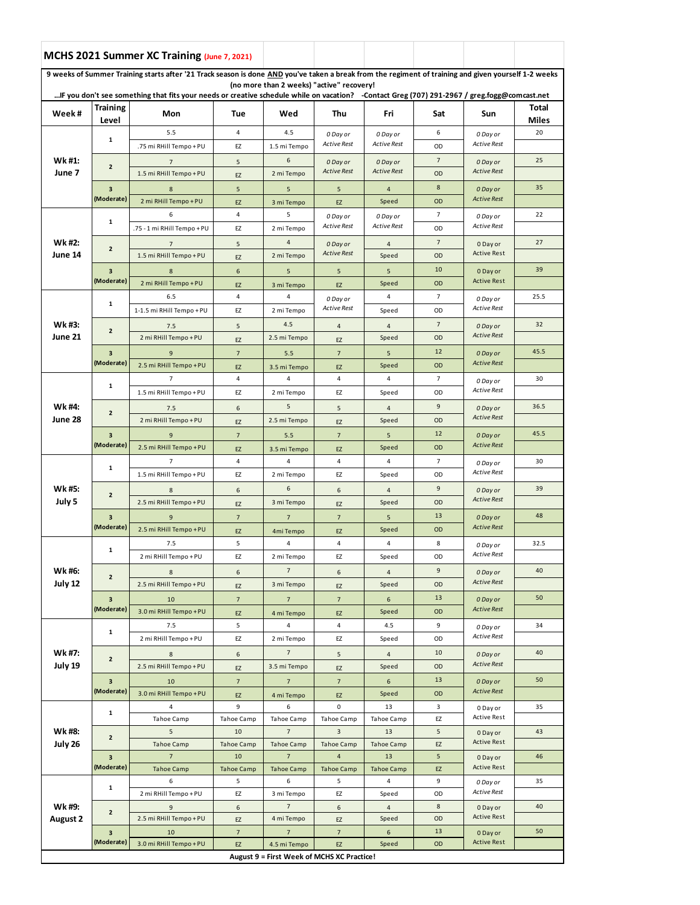## MCHS 2021 Summer XC Training (June 7, 2021)

**9 weeks of Summer Training starts after '21 Track season is done AND you've taken a break from the regiment of training and given yourself 1-2 weeks (no more than 2 weeks) "active" recovery!**

**...IF you don't see something that fits your needs or creative schedule while on vacation? -Contact Greg (707) 291-2967 / greg.fogg@comcast.net**

| Week # | Training Level | Mon | Tue | Wed | Thu | Fri | Sat | Sun | Total Miles |
|---|---|---|---|---|---|---|---|---|---|
| **Wk #1: June 7** | 1 | 5.5 | 4 | 4.5 | *0 Day or Active Rest* | *0 Day or Active Rest* | 6 | *0 Day or Active Rest* | 20 |
| | | .75 mi RHill Tempo + PU | EZ | 1.5 mi Tempo | | | OD | | |
| | 2 | 7 | 5 | 6 | *0 Day or Active Rest* | *0 Day or Active Rest* | 7 | *0 Day or Active Rest* | 25 |
| | | 1.5 mi RHill Tempo + PU | EZ | 2 mi Tempo | | | OD | | |
| | 3 (Moderate) | 8 | 5 | 5 | 5 | 4 | 8 | *0 Day or Active Rest* | 35 |
| | | 2 mi RHill Tempo + PU | EZ | 3 mi Tempo | EZ | Speed | OD | | |
| **Wk #2: June 14** | 1 | 6 | 4 | 5 | *0 Day or Active Rest* | *0 Day or Active Rest* | 7 | *0 Day or Active Rest* | 22 |
| | | .75 - 1 mi RHill Tempo + PU | EZ | 2 mi Tempo | | | OD | | |
| | 2 | 7 | 5 | 4 | *0 Day or Active Rest* | 4 | 7 | 0 Day or Active Rest | 27 |
| | | 1.5 mi RHill Tempo + PU | EZ | 2 mi Tempo | | Speed | OD | | |
| | 3 (Moderate) | 8 | 6 | 5 | 5 | 5 | 10 | 0 Day or Active Rest | 39 |
| | | 2 mi RHill Tempo + PU | EZ | 3 mi Tempo | EZ | Speed | OD | | |
| **Wk #3: June 21** | 1 | 6.5 | 4 | 4 | *0 Day or Active Rest* | 4 | 7 | *0 Day or Active Rest* | 25.5 |
| | | 1-1.5 mi RHill Tempo + PU | EZ | 2 mi Tempo | | Speed | OD | | |
| | 2 | 7.5 | 5 | 4.5 | 4 | 4 | 7 | *0 Day or Active Rest* | 32 |
| | | 2 mi RHill Tempo + PU | EZ | 2.5 mi Tempo | EZ | Speed | OD | | |
| | 3 (Moderate) | 9 | 7 | 5.5 | 7 | 5 | 12 | *0 Day or Active Rest* | 45.5 |
| | | 2.5 mi RHill Tempo + PU | EZ | 3.5 mi Tempo | EZ | Speed | OD | | |
| **Wk #4: June 28** | 1 | 7 | 4 | 4 | 4 | 4 | 7 | *0 Day or Active Rest* | 30 |
| | | 1.5 mi RHill Tempo + PU | EZ | 2 mi Tempo | EZ | Speed | OD | | |
| | 2 | 7.5 | 6 | 5 | 5 | 4 | 9 | *0 Day or Active Rest* | 36.5 |
| | | 2 mi RHill Tempo + PU | EZ | 2.5 mi Tempo | EZ | Speed | OD | | |
| | 3 (Moderate) | 9 | 7 | 5.5 | 7 | 5 | 12 | *0 Day or Active Rest* | 45.5 |
| | | 2.5 mi RHill Tempo + PU | EZ | 3.5 mi Tempo | EZ | Speed | OD | | |
| **Wk #5: July 5** | 1 | 7 | 4 | 4 | 4 | 4 | 7 | *0 Day or Active Rest* | 30 |
| | | 1.5 mi RHill Tempo + PU | EZ | 2 mi Tempo | EZ | Speed | OD | | |
| | 2 | 8 | 6 | 6 | 6 | 4 | 9 | *0 Day or Active Rest* | 39 |
| | | 2.5 mi RHill Tempo + PU | EZ | 3 mi Tempo | EZ | Speed | OD | | |
| | 3 (Moderate) | 9 | 7 | 7 | 7 | 5 | 13 | *0 Day or Active Rest* | 48 |
| | | 2.5 mi RHill Tempo + PU | EZ | 4mi Tempo | EZ | Speed | OD | | |
| **Wk #6: July 12** | 1 | 7.5 | 5 | 4 | 4 | 4 | 8 | *0 Day or Active Rest* | 32.5 |
| | | 2 mi RHill Tempo + PU | EZ | 2 mi Tempo | EZ | Speed | OD | | |
| | 2 | 8 | 6 | 7 | 6 | 4 | 9 | *0 Day or Active Rest* | 40 |
| | | 2.5 mi RHill Tempo + PU | EZ | 3 mi Tempo | EZ | Speed | OD | | |
| | 3 (Moderate) | 10 | 7 | 7 | 7 | 6 | 13 | *0 Day or Active Rest* | 50 |
| | | 3.0 mi RHill Tempo + PU | EZ | 4 mi Tempo | EZ | Speed | OD | | |
| **Wk #7: July 19** | 1 | 7.5 | 5 | 4 | 4 | 4.5 | 9 | *0 Day or Active Rest* | 34 |
| | | 2 mi RHill Tempo + PU | EZ | 2 mi Tempo | EZ | Speed | OD | | |
| | 2 | 8 | 6 | 7 | 5 | 4 | 10 | *0 Day or Active Rest* | 40 |
| | | 2.5 mi RHill Tempo + PU | EZ | 3.5 mi Tempo | EZ | Speed | OD | | |
| | 3 (Moderate) | 10 | 7 | 7 | 7 | 6 | 13 | *0 Day or Active Rest* | 50 |
| | | 3.0 mi RHill Tempo + PU | EZ | 4 mi Tempo | EZ | Speed | OD | | |
| **Wk #8: July 26** | 1 | 4 | 9 | 6 | 0 | 13 | 3 | 0 Day or Active Rest | 35 |
| | | Tahoe Camp | Tahoe Camp | Tahoe Camp | Tahoe Camp | Tahoe Camp | EZ | | |
| | 2 | 5 | 10 | 7 | 3 | 13 | 5 | 0 Day or Active Rest | 43 |
| | | Tahoe Camp | Tahoe Camp | Tahoe Camp | Tahoe Camp | Tahoe Camp | EZ | | |
| | 3 (Moderate) | 7 | 10 | 7 | 4 | 13 | 5 | 0 Day or Active Rest | 46 |
| | | Tahoe Camp | Tahoe Camp | Tahoe Camp | Tahoe Camp | Tahoe Camp | EZ | | |
| **Wk #9: August 2** | 1 | 6 | 5 | 6 | 5 | 4 | 9 | *0 Day or Active Rest* | 35 |
| | | 2 mi RHill Tempo + PU | EZ | 3 mi Tempo | EZ | Speed | OD | | |
| | 2 | 9 | 6 | 7 | 6 | 4 | 8 | 0 Day or Active Rest | 40 |
| | | 2.5 mi RHill Tempo + PU | EZ | 4 mi Tempo | EZ | Speed | OD | | |
| | 3 (Moderate) | 10 | 7 | 7 | 7 | 6 | 13 | 0 Day or Active Rest | 50 |
| | | 3.0 mi RHill Tempo + PU | EZ | 4.5 mi Tempo | EZ | Speed | OD | | |

**August 9 = First Week of MCHS XC Practice!**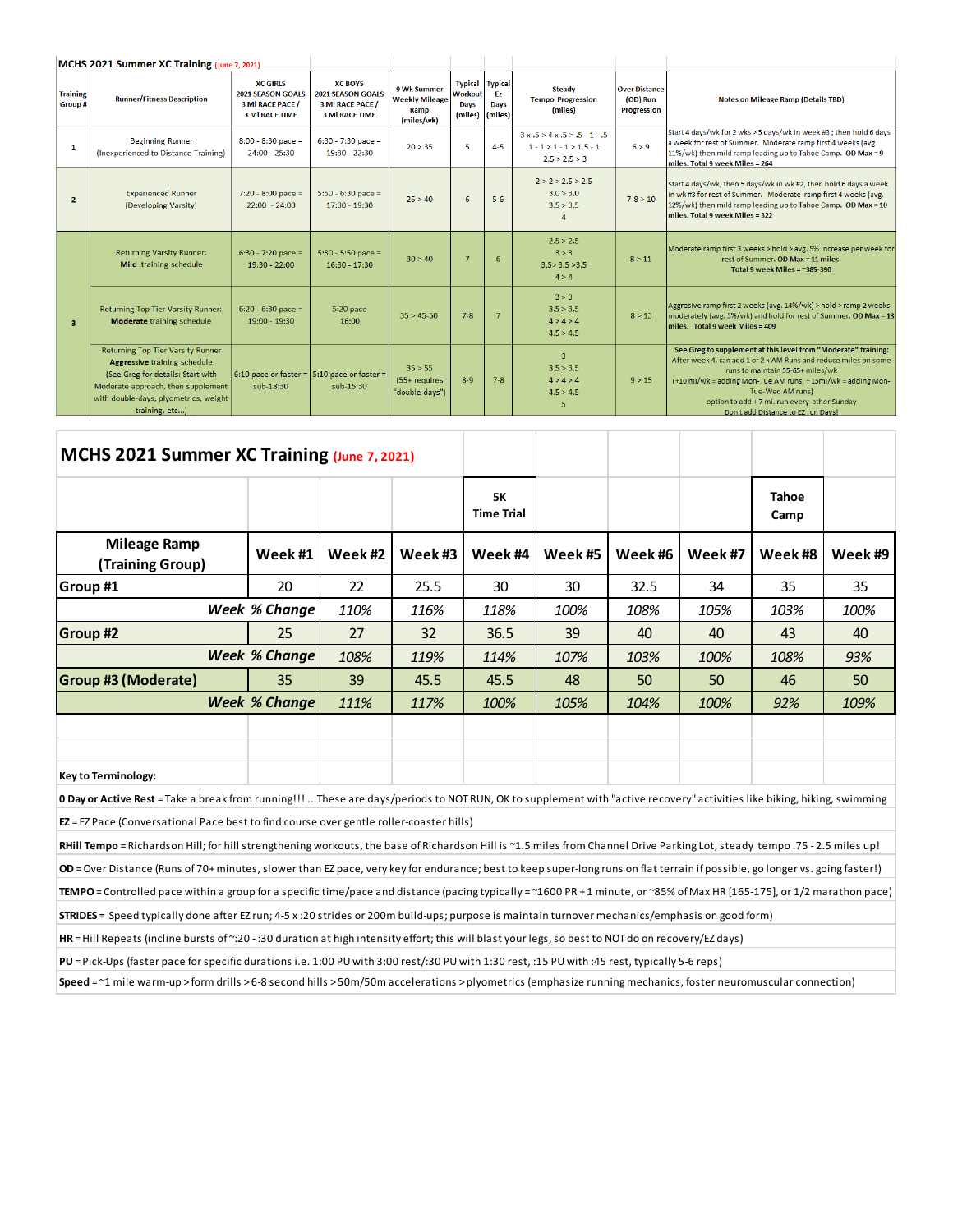## MCHS 2021 Summer XC Training (June 7, 2021)

| Training Group # | Runner/Fitness Description | XC GIRLS 2021 SEASON GOALS 3 Mi RACE PACE / 3 MI RACE TIME | XC BOYS 2021 SEASON GOALS 3 Mi RACE PACE / 3 Mi RACE TIME | 9 Wk Summer Weekly Mileage Ramp (miles/wk) | Typical Workout Days (miles) | Typical Ez Days (miles) | Steady Tempo Progression (miles) | Over Distance (OD) Run Progression | Notes on Mileage Ramp (Details TBD) |
|---|---|---|---|---|---|---|---|---|---|
| 1 | Beginning Runner (Inexperienced to Distance Training) | 8:00 - 8:30 pace = 24:00 - 25:30 | 6:30 - 7:30 pace = 19:30 - 22:30 | 20 > 35 | 5 | 4-5 | 3 x .5 > 4 x .5 > .5 - 1 - .5<br>1 - 1 > 1 - 1 - 1 > 1.5 - 1<br>2.5 > 2.5 > 3 | 6 > 9 | Start 4 days/wk for 2 wks > 5 days/wk in week #3 ; then hold 6 days a week for rest of Summer. Moderate ramp first 4 weeks (avg 11%/wk) then mild ramp leading up to Tahoe Camp. **OD Max** = 9 miles. **Total 9 week Miles = 264** |
| 2 | Experienced Runner (Developing Varsity) | 7:20 - 8:00 pace = 22:00 - 24:00 | 5:50 - 6:30 pace = 17:30 - 19:30 | 25 > 40 | 6 | 5-6 | 2 > 2 > 2.5 > 2.5<br>3.0 > 3.0<br>3.5 > 3.5<br>4 | 7-8 > 10 | Start 4 days/wk, then 5 days/wk in wk #2, then hold 6 days a week in wk #3 for rest of Summer. Moderate ramp first 4 weeks (avg. 12%/wk) then mild ramp leading up to Tahoe Camp. **OD Max** = 10 miles. **Total 9 week Miles = 322** |
| 3 | Returning Varsity Runner: **Mild** training schedule | 6:30 - 7:20 pace = 19:30 - 22:00 | 5:30 - 5:50 pace = 16:30 - 17:30 | 30 > 40 | 7 | 6 | 2.5 > 2.5<br>3 > 3<br>3.5> 3.5 >3.5<br>4 > 4 | 8 > 11 | Moderate ramp first 3 weeks > hold > avg. 5% increase per week for rest of Summer. **OD Max** = **11 miles. Total 9 week Miles = ~385-390** |
| | Returning Top Tier Varsity Runner: **Moderate** training schedule | 6:20 - 6:30 pace = 19:00 - 19:30 | 5:20 pace 16:00 | 35 > 45-50 | 7-8 | 7 | 3 > 3<br>3.5 > 3.5<br>4 > 4 > 4<br>4.5 > 4.5 | 8 > 13 | Aggressive ramp first 2 weeks (avg. 14%/wk) > hold > ramp 2 weeks moderately (avg. 5%/wk) and hold for rest of Summer. **OD Max** = **13 miles. Total 9 week Miles = 409** |
| | Returning Top Tier Varsity Runner **Aggressive** training schedule (See Greg for details: Start with Moderate approach, then supplement with double-days, plyometrics, weight training, etc...) | 6:10 pace or faster = sub-18:30 | 5:10 pace or faster = sub-15:30 | 35 > 55 (55+ requires "double-days") | 8-9 | 7-8 | 3<br>3.5 > 3.5<br>4 > 4 > 4<br>4.5 > 4.5<br>5 | 9 > 15 | **See Greg to supplement at this level from "Moderate" training:** After week 4, can add 1 or 2 x AM Runs and reduce miles on some runs to maintain 55-65+ miles/wk (+10 mi/wk = adding Mon-Tue AM runs, + 15mi/wk = adding Mon-Tue-Wed AM runs) option to add + 7 mi. run every-other Sunday **Don't add Distance to EZ run Days!** |

## MCHS 2021 Summer XC Training (June 7, 2021)

| | | | | 5K Time Trial | | | | Tahoe Camp | |
|---|---|---|---|---|---|---|---|---|---|
| **Mileage Ramp (Training Group)** | **Week #1** | **Week #2** | **Week #3** | **Week #4** | **Week #5** | **Week #6** | **Week #7** | **Week #8** | **Week #9** |
| **Group #1** | 20 | 22 | 25.5 | 30 | 30 | 32.5 | 34 | 35 | 35 |
| ***Week % Change*** | | *110%* | *116%* | *118%* | *100%* | *108%* | *105%* | *103%* | *100%* |
| **Group #2** | 25 | 27 | 32 | 36.5 | 39 | 40 | 40 | 43 | 40 |
| ***Week % Change*** | | *108%* | *119%* | *114%* | *107%* | *103%* | *100%* | *108%* | *93%* |
| **Group #3 (Moderate)** | 35 | 39 | 45.5 | 45.5 | 48 | 50 | 50 | 46 | 50 |
| ***Week % Change*** | | *111%* | *117%* | *100%* | *105%* | *104%* | *100%* | *92%* | *109%* |

**Key to Terminology:**

**0 Day or Active Rest** = Take a break from running!!! ...These are days/periods to NOT RUN, OK to supplement with "active recovery" activities like biking, hiking, swimming

**EZ** = EZ Pace (Conversational Pace best to find course over gentle roller-coaster hills)

**RHill Tempo** = Richardson Hill; for hill strengthening workouts, the base of Richardson Hill is ~1.5 miles from Channel Drive Parking Lot, steady tempo .75 - 2.5 miles up!

**OD** = Over Distance (Runs of 70+ minutes, slower than EZ pace, very key for endurance; best to keep super-long runs on flat terrain if possible, go longer vs. going faster!)

**TEMPO** = Controlled pace within a group for a specific time/pace and distance (pacing typically = ~1600 PR + 1 minute, or ~85% of Max HR [165-175], or 1/2 marathon pace)

**STRIDES** = Speed typically done after EZ run; 4-5 x :20 strides or 200m build-ups; purpose is maintain turnover mechanics/emphasis on good form)

**HR** = Hill Repeats (incline bursts of ~:20 - :30 duration at high intensity effort; this will blast your legs, so best to NOT do on recovery/EZ days)

**PU** = Pick-Ups (faster pace for specific durations i.e. 1:00 PU with 3:00 rest/:30 PU with 1:30 rest, :15 PU with :45 rest, typically 5-6 reps)

**Speed** = ~1 mile warm-up > form drills > 6-8 second hills > 50m/50m accelerations > plyometrics (emphasize running mechanics, foster neuromuscular connection)